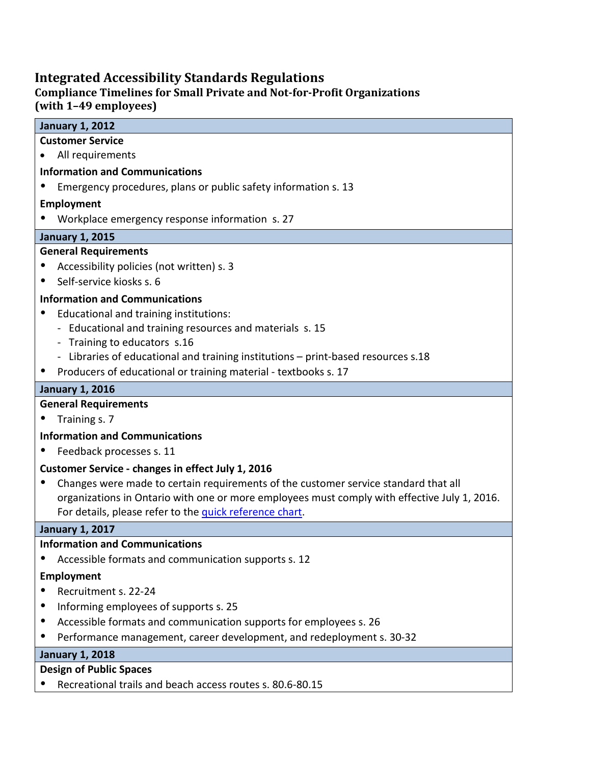# Integrated Accessibility Standards Regulations

## Compliance Timelines for Small Private and Not-for-Profit Organizations (with 1–49 employees)

### January 1, 2012

**Customer Service**

- All requirements

**Information and Communications**

- Emergency procedures, plans or public safety information s. 13

**Employment**

- Workplace emergency response information s. 27

### January 1, 2015

**General Requirements**

- Accessibility policies (not written) s. 3
- Self-service kiosks s. 6

**Information and Communications**

- Educational and training institutions:
  - Educational and training resources and materials s. 15
  - Training to educators s.16
  - Libraries of educational and training institutions – print-based resources s.18
- Producers of educational or training material - textbooks s. 17

### January 1, 2016

**General Requirements**

- Training s. 7

**Information and Communications**

- Feedback processes s. 11

**Customer Service - changes in effect July 1, 2016**

- Changes were made to certain requirements of the customer service standard that all organizations in Ontario with one or more employees must comply with effective July 1, 2016. For details, please refer to the quick reference chart.

### January 1, 2017

**Information and Communications**

- Accessible formats and communication supports s. 12

**Employment**

- Recruitment s. 22-24
- Informing employees of supports s. 25
- Accessible formats and communication supports for employees s. 26
- Performance management, career development, and redeployment s. 30-32

### January 1, 2018

**Design of Public Spaces**

- Recreational trails and beach access routes s. 80.6-80.15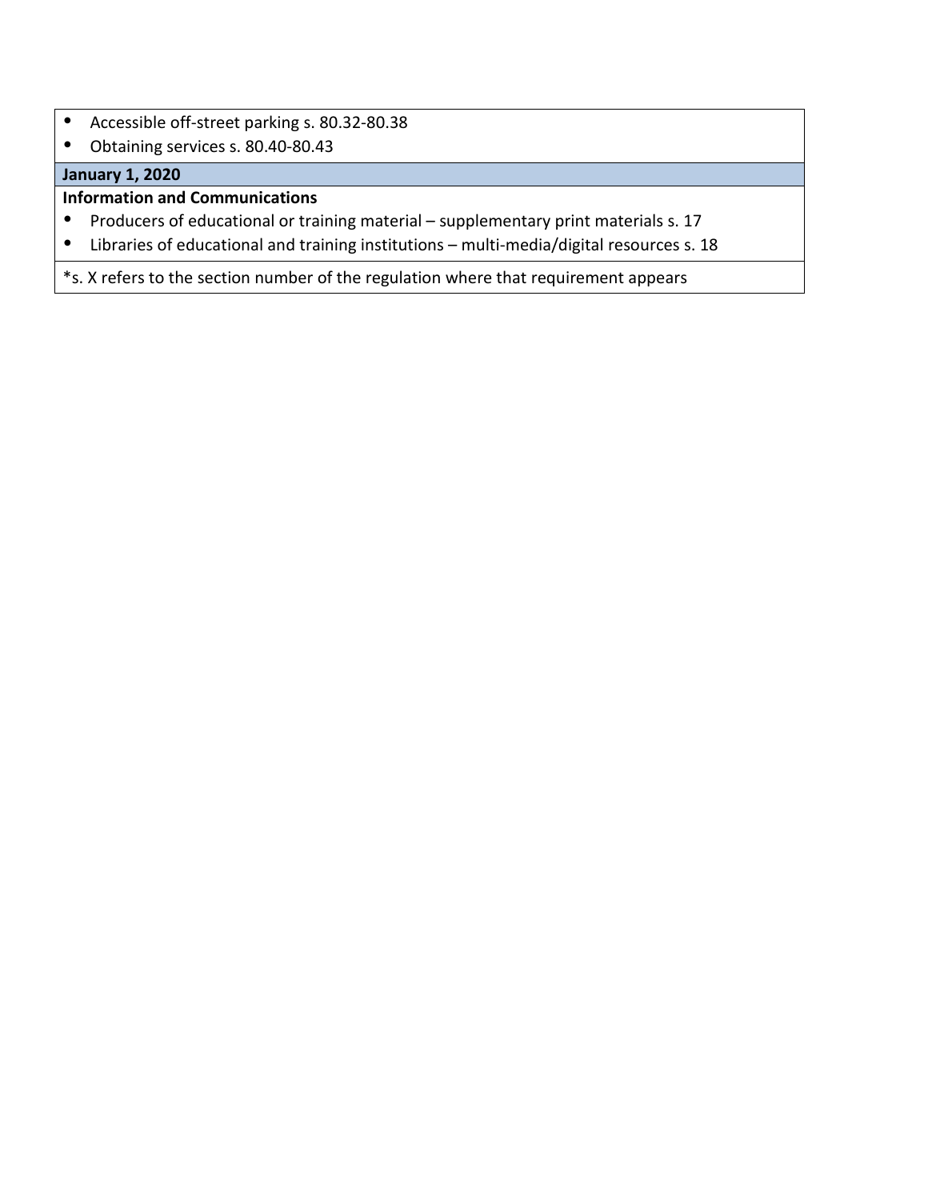- Accessible off-street parking s. 80.32-80.38
- Obtaining services s. 80.40-80.43

**January 1, 2020**

**Information and Communications**

- Producers of educational or training material – supplementary print materials s. 17
- Libraries of educational and training institutions – multi-media/digital resources s. 18

*s. X refers to the section number of the regulation where that requirement appears